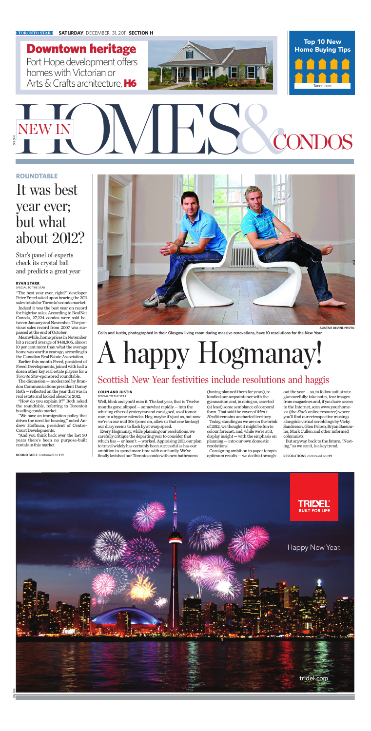# HOMES & CONDOS

## Downtown heritage

Port Hope development offers homes with Victorian or Arts & Crafts architecture, **H6**

**Top 10 New Home Buying Tips**

Tarion.com

### ROUNDTABLE

# It was best year ever; but what about 2012?

Star's panel of experts check its crystal ball and predicts a great year

**RYAN STARR**
SPECIAL TO THE STAR

"The best year ever, right?" developer Peter Freed asked upon hearing the 2011 sales totals for Toronto's condo market.

Indeed it was the best year on record for highrise sales. According to RealNet Canada, 27,224 condos were sold between January and November. The previous sales record from 2007 was surpassed at the end of October.

Meanwhile, home prices in November hit a record average of $481,305, almost 10 per cent more than what the average home was worth a year ago, according to the Canadian Real Estate Association.

Earlier this month Freed, president of Freed Developments, joined with half a dozen other key real estate players for a *Toronto Star*-sponsored roundtable.

The discussion — moderated by Brandon Communications president Danny Roth — reflected on the year that was in real estate and looked ahead to 2012.

"How do you explain it?" Roth asked the roundtable, referring to Toronto's bustling condo market.

"We have an immigration policy that drives the need for housing," noted Andrew Hoffman, president of Centre-Court Developments.

"And you think back over the last 30 years there's been no purpose-built rentals in this market.

**ROUNDTABLE** continued on **H9**

ALISTAIR DEVINE PHOTO

**Colin and Justin, photographed in their Glasgow living room during massive renovations, have 10 resolutions for the New Year.**

# A happy Hogmanay!

## Scottish New Year festivities include resolutions and haggis

**COLIN AND JUSTIN**
SPECIAL TO THE STAR

Well, blink and you'd miss it. The last year, that is. Twelve months gone, slipped — somewhat rapidly — into the whirling ether of yesteryear and consigned, as of tomorrow, to a bygone calendar. Hey, maybe it's just us, but now we're in our mid 30s (come on, allow us that one fantasy) our diary seems to flash by at warp speed.

Every Hogmanay, while planning our resolutions, we carefully critique the departing year to consider that which has — or hasn't — worked. Appraising 2011, our plan to travel widely has certainly been successful as has our ambition to spend more time with our family. We've finally lavished our Toronto condo with new bathrooms (having planned them for years), rekindled our acquaintance with the gymnasium and, in doing so, asserted (at least) some semblance of corporal form. That said the cover of *Men's Health* remains uncharted territory.

Today, standing as we are on the brink of 2012, we thought it might be fun to colour forecast, and, while we're at it, display insight — with the emphasis on planning — into our own domestic resolutions.

Consigning ambition to paper tempts optimum results — we do this throughout the year — so, to follow suit, strategize carefully: take notes, tear images from magazines and, if you have access to the Internet, scan www.yourhome.ca (the *Star's* online resource) where you'll find our retrospective musings alongside virtual scribblings by Vicky Sanderson, Glen Peloso, Bryan Baeumler, Mark Cullen and other informed columnists.

But anyway, back to the future. "Nesting," as we see it, is a key trend.

**RESOLUTIONS** continued on **H9**

TRIDEL® BUILT FOR LIFE

Happy New Year.

tridel.com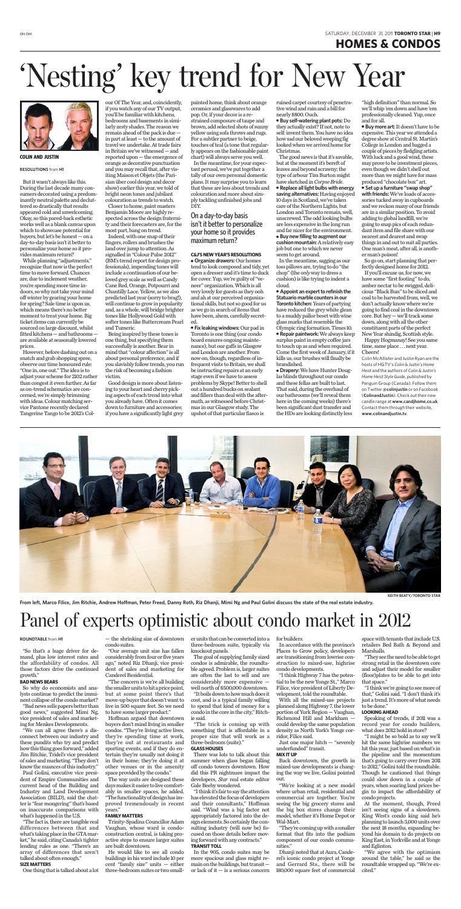# 'Nesting' key trend for New Year

**COLIN AND JUSTIN**

RESOLUTIONS from H1

But it wasn't always like this. During the last decade many consumers decorated using a predominantly neutral palette and decluttered so drastically that results appeared cold and unwelcoming. Okay, so this pared-back esthetic works well as a blank canvas upon which to showcase potential for buyers, but let's be honest — on a day-to-day basis isn't it better to personalize your home so it provides maximum return?

While planning "adjustments," recognize that now is the perfect time to move forward. Chances are, due to inclement weather, you're spending more time indoors, so why not take your mind off winter by gearing your home for spring? Sale time is upon us, which means there's no better moment to treat your home. Big ticket items can currently be sourced on large discount, whilst fitted kitchens — and bathrooms — are available at seasonally lowered prices.

However, before dashing out on a snatch and grab shopping spree, observe our time honoured rule: "One in, one out." The idea is to adjust your scheme for 2012 rather than congest it even further. As far as on-trend schematics are concerned, we're simply brimming with ideas. Colour matching service Pantone recently declared Tangerine Tango to be 2012's Colour Of The Year, and, coincidentally, if you watch any of our TV output, you'll be familiar with kitchens, bedrooms and basements in similarly zesty shades. The reason we remain ahead of the pack is due — in part at least — to the amount of travel we undertake. At trade fairs in Britain we've witnessed — and reported upon — the emergence of orange as decorative punctuation and you may recall that, after visiting Maison et Objets (the Parisian über cool design and decor show) earlier this year, we told of bright neon tones and jubilant colouration as trends to watch.

Closer to home, paint masters Benjamin Moore are highly respected across the design fraternity and their forecasters are, for the most part, bang on trend.

Indeed, with one snap of their fingers, rollers and brushes the land over jump to attention. As signalled in "Colour Pulse 2012" (BM's trend report for design professionals), impending tones will include a continuation of our beloved grey scale as well as Candy Cane Red, Orange, Potpourri and Chantilly Lace. Yellow, as we also predicted last year (sorry to brag!), will continue to grow in popularity and, as a whole, will bridge brighter tones like Hollywood Gold with softer tones like Buttercream Pearl and Tumeric.

Being inspired by these tones is one thing, but specifying them successfully is another. Bear in mind that "colour affection" is all about personal preference, and if you slavishly follow trends, you run the risk of becoming a fashion victim.

Good design is more about listening to your heart and cherry picking aspects of each trend into what you already have. Often it comes down to furniture and accessories; if you have a significantly light grey painted home, think about orange ceramics and glassware to add pop. Or, if your decor is a restrained composure of taupe and brown, add selected shots of sunny yellow using sofa throws and rugs. For a subtler partner to beige, touches of teal (a tone that regularly appears on the fashionable paint chart) will always serve you well.

In the meantime, for your expectant perusal, we've put together a tally of our own personal domestic plans. It may surprise you to learn that these are less about trends and colouration and more about simply tackling unfinished jobs and DIY.

## On a day-to-day basis isn't it better to personalize your home so it provides maximum return?

**C&J'S NEW YEAR'S RESOLUTIONS**

- **Organize drawers:** Our homes tend to look composed and tidy, yet open a dresser and it's time to duck for cover. Yup, we're guilty of "veneer" organization. Which is all very lovely for guests as they ooh and ah at our perceived organizational skills, but not so good for us as we go in search of items that have been, ahem, carefully secreted.
- **Fix leaking windows:** Our pad in Toronto is one thing (our condo board ensures ongoing maintenance), but our gaffs in Glasgow and London are another. From now on, though, regardless of infrequent visits to Britain, we shall be instructing repairs at an early stage even if we have to assess problems by Skype! Better to shell out a hundred bucks on sealant and fillers than deal with the aftermath, as witnessed before Christmas in our Glasgow study. The upshot of that particular fiasco is ruined carpet courtesy of penetrative wind and rain and a bill for nearly $800. Ouch.
- **Buy self-watering plant pots:** Do they actually exist? If not, note to self: invent them. You have no idea how sad our beloved weeping fig looked when we arrived home for Christmas.

The good news is that it's savable, but at the moment it's bereft of leaves and beyond scrawny; the type of arbour Tim Burton might have sketched in *Corpse Bride*.

- **Replace all light bulbs with energy saving alternatives:** Having enjoyed 10 days in Scotland, we've taken care of the Northern Lights, but London and Toronto remain, well, unscrewed. The odd looking bulbs are less expensive in the long run and far nicer for the environment.
- **Buy new filling to augment our cushion mountain:** A relatively easy job but one to which we never seem to get around.

In the meantime, sagging as our toss pillows are, trying to do "the chop" (the *only* way to dress a cushion) is like trying to indent a cloud.

- **Appoint an expert to refinish the Statuario marble counters in our Toronto kitchen:** Years of partying have reduced the grey white gleam to a muddy pallor beset with wine glass marks that resemble the Olympic ring formation. Times 10.
- **Repair paintwork:** We always keep surplus paint in empty coffee jars to touch up as and when required. Come the first week of January, if it kills us, our brushes will finally be brandished.
- **Drapery:** We have Hunter Douglas blinds throughout our condo and these fellas are built to last. That said, during the overhaul of our bathrooms (we'll reveal them here in the coming weeks) there's been significant dust transfer and the HDs are looking distinctly less "high definition" than normal. So we'll whip 'em down and have 'em professionally cleaned. Yup, once and for all.
- **Buy more art:** It doesn't have to be expensive. This year we attended a degree show at Central St. Martin's College in London and bagged a couple of pieces by fledgling artists. With luck and a good wind, these may prove to be investment pieces, even though we didn't shell out more than we might have for mass produced "chocolate box" art.
- **Set up a furniture "swap shop" with friends:** We've loads of accessories tucked away in cupboards and we reckon many of our friends are in a similar position. To avoid adding to global landfill, we're going to snap pics of each redundant item and file share with our nearest and dearest and swap things in and out to suit all parties. One man's meat, after all, is another man's poison!

So go on, start planning that perfectly designed home for 2012.

If you'll excuse us, for now, we have some "first footing" to do, amber nectar to be swigged, delicious "Black Bun" to be sliced and coal to be harvested from, well, we don't actually know where we're going to find coal in the downtown core. But hey — we'll track some down, along with all the other constituent parts of the perfect New Year shindig, Scottish style.

Happy Hogmanay! See you same time, same place . . . next year. Cheers!

*Colin McAllister and Justin Ryan are the hosts of HGTV's Colin & Justin's Home Heist and the authors of Colin & Justin's Home Heist Style Guide, published by Penguin Group (Canada). Follow them on Twitter @colinjustin or on Facebook (ColinandJustin). Check out their new candle range at www.candjhome.co.uk. Contact them through their website, www.colinandjustin.tv.*

KEITH BEATY/TORONTO STAR

From left, Marco Filice, Jim Ritchie, Andrew Hoffman, Peter Freed, Danny Roth, Riz Dhanji, Mimi Ng and Paul Golini discuss the state of the real estate industry.

# Panel of experts optimistic about condo market in 2012

ROUNDTABLE from H1

"So that's a huge driver for demand, plus low interest rates and the affordability of condos. All those factors drive the continued growth."

**BAD NEWS BEARS**

So why do economists and analysts continue to predict the imminent collapse of the condo market?

"Bad news sells papers better than good news," suggested Mimi Ng, vice president of sales and marketing for Menkes Developments.

"We can all agree there's a disconnect between our industry and these pundits who try and predict how this thing goes forward," added Jim Ritchie, Tridel's vice president of sales and marketing. "They don't know the nuances of this industry."

Paul Golini, executive vice president of Empire Communities and current head of the Building and Land Development Association (BILD), said the chatter is "fear mongering" that's based on inaccurate comparisons with what's happened in the U.S.

"The fact is, there are tangible real differences between that and what's taking place in the GTA market," he said, citing Canada's tighter lending rules as one. "There's an array of differences that aren't talked about often enough."

**SIZE MATTERS**

One thing that is talked about a lot — the shrinking size of downtown condo suites.

"Our average unit size has fallen considerably from four or five years ago," noted Riz Dhanji, vice president of sales and marketing for Canderel Residential.

"The concern is we're all building the smaller units to hit a price point, but at some point there's that move-up buyer that doesn't want to live in 500 square feet. So we need to have some larger product."

Hoffman argued that downtown buyers don't mind living in smaller condos. "They're living active lives, they're spending time at work, they're out at restaurants and sporting events, and if they do entertain they're usually not doing it in their home; they're doing it at other venues or in the amenity space provided by the condo."

The way units are designed these days makes it easier to live comfortably in smaller spaces, he added. "The functionality of design has improved tremendously in recent years."

**FAMILY MATTERS**

Trinity-Spadina Councillor Adam Vaughan, whose ward is condo-construction central, is taking proactive steps to ensure larger suites are built downtown.

He would like to see all condo buildings in his ward include 10 per cent "family size" units — either three-bedroom suites or two-smaller units that can be converted into a three-bedroom suite, typically via knockout panels.

The goal of supplying family sized condos is admirable, the roundtable agreed. Problem is, larger suites are often the last to sell and are considerably more expensive — well north of $500,000 downtown.

"It boils down to how much does it cost, and is a typical family willing to spend that kind of money for a condo in the core in the city," Ritchie said.

"The trick is coming up with something that is affordable in a proper size that will work as a three-bedroom (suite)."

**GLASS HOUSES**

There was lots to talk about this summer when glass began falling off condo towers downtown. How did this PR nightmare impact the developers, *Star* real estate editor Gale Beeby wondered.

"I think it's fair to say the attention has elevated the focus of developers and their consultants," Hoffman said. "Wind was a big factor not appropriately factored into the design elements. So certainly the consulting industry (will now be) focused on those details before moving forward with any contracts."

**TRANSIT TOLL**

In the 905, condo suites may be more spacious and glass might remain on the buildings, but transit — or lack of it — is a serious concern for builders.

In accordance with the province's Places to Grow policy, developers are transitioning from lowrise construction to mixed-use, highrise condo developments.

"I think Highway 7 has the potential to be the new Yonge St.," Marco Filice, vice president of Liberty Development, told the roundtable.

With all the mixed-use projects planned along Highway 7, the lower portion of York Region — Vaughan, Richmond Hill and Markham — could develop the same population density as North York's Yonge corridor, Filice said.

Just one major hitch — "severely underfunded" transit.

**MIX IT UP**

Back downtown, the growth in mixed-use developments is changing the way we live, Golini pointed out.

"We're looking at a new model where urban retail, residential and commercial are together. You're seeing the big grocery stores and the big box stores change their model, whether it's Home Depot or Wal-Mart.

"They're coming up with a smaller format that fits into the podium component of our condo communities."

Dhanji noted that at Aura, Canderel's iconic condo project at Yonge and Gerrard Sts., there will be 180,000 square feet of commercial space with tenants that include U.S. retailers Bed Bath & Beyond and Marshalls.

"They see the need to be able to get strong retail in the downtown core and adjust their model for smaller (floor)plates to be able to get into that space."

"I think we're going to see more of that," Golini said. "I don't think it's just a trend. It's more of what needs to be done."

**LOOKING AHEAD**

Speaking of trends, if 2011 was a record year for condo builders, what does 2012 hold in store?

"I might be so bold as to say we'll hit the same highrise numbers we hit this year, just based on what's in the pipeline and the momentum that's going to carry over from 2011 to 2012," Golini told the roundtable. Though he cautioned that things could slow down in a couple of years, when soaring land prices begin to impact the affordability of condo projects.

At the moment, though, Freed isn't seeing signs of a slowdown. King West's condo king said he's planning to launch 3,000 units over the next 18 months, expanding beyond his domain to do projects on King East, in Yorkville and at Yonge and Eglinton.

"We agree with the optimism around the table," he said as the roundtable wrapped up. "We're excited."